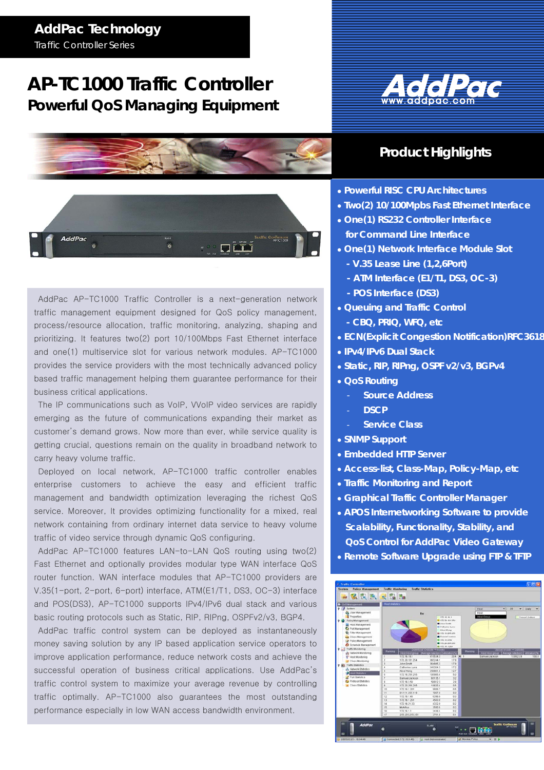**AddPac Technology**

Traffic Controller Series

# AP-TC1000 Traffic Controller

## Powerful QoS Managing Equipment

AddPac AP-TC1000 Traffic Controller is a next-generation network traffic management equipment designed for QoS policy management, process/resource allocation, traffic monitoring, analyzing, shaping and prioritizing. It features two(2) port 10/100Mbps Fast Ethernet interface and one(1) multiservice slot for various network modules. AP-TC1000 provides the service providers with the most technically advanced policy based traffic management helping them guarantee performance for their business critical applications.

The IP communications such as VoIP, VVoIP video services are rapidly emerging as the future of communications expanding their market as customer's demand grows. Now more than ever, while service quality is getting crucial, questions remain on the quality in broadband network to carry heavy volume traffic.

Deployed on local network, AP-TC1000 traffic controller enables enterprise customers to achieve the easy and efficient traffic management and bandwidth optimization leveraging the richest QoS service. Moreover, It provides optimizing functionality for a mixed, real network containing from ordinary internet data service to heavy volume traffic of video service through dynamic QoS configuring.

AddPac AP-TC1000 features LAN-to-LAN QoS routing using two(2) Fast Ethernet and optionally provides modular type WAN interface QoS router function. WAN interface modules that AP-TC1000 providers are V.35(1-port, 2-port, 6-port) interface, ATM(E1/T1, DS3, OC-3) interface and POS(DS3), AP-TC1000 supports IPv4/IPv6 dual stack and various basic routing protocols such as Static, RIP, RIPng, OSPFv2/v3, BGP4.

AddPac traffic control system can be deployed as instantaneously money saving solution by any IP based application service operators to improve application performance, reduce network costs and achieve the successful operation of business critical applications. Use AddPac's traffic control system to maximize your average revenue by controlling traffic optimally. AP-TC1000 also guarantees the most outstanding performance especially in low WAN access bandwidth environment.

## Product Highlights

- Powerful RISC CPU Architectures
- Two(2) 10/100Mpbs Fast Ethernet Interface
- One(1) RS232 Controller Interface for Command Line Interface
- One(1) Network Interface Module Slot
  - V.35 Lease Line (1,2,6Port)
  - ATM Interface (E1/T1, DS3, OC-3)
  - POS Interface (DS3)
- Queuing and Traffic Control
  - CBQ, PRIQ, WFQ, etc
- ECN(Explicit Congestion Notification)RFC3618
- IPv4/IPv6 Dual Stack
- Static, RIP, RIPng, OSPF v2/v3, BGPv4
- QoS Routing
  - Source Address
  - DSCP
  - Service Class
- SNMP Support
- Embedded HTTP Server
- Access-list, Class-Map, Policy-Map, etc
- Traffic Monitoring and Report
- Graphical Traffic Controller Manager
- APOS Internetworking Software to provide Scalability, Functionality, Stability, and QoS Control for AddPac Video Gateway
- Remote Software Upgrade using FTP & TFTP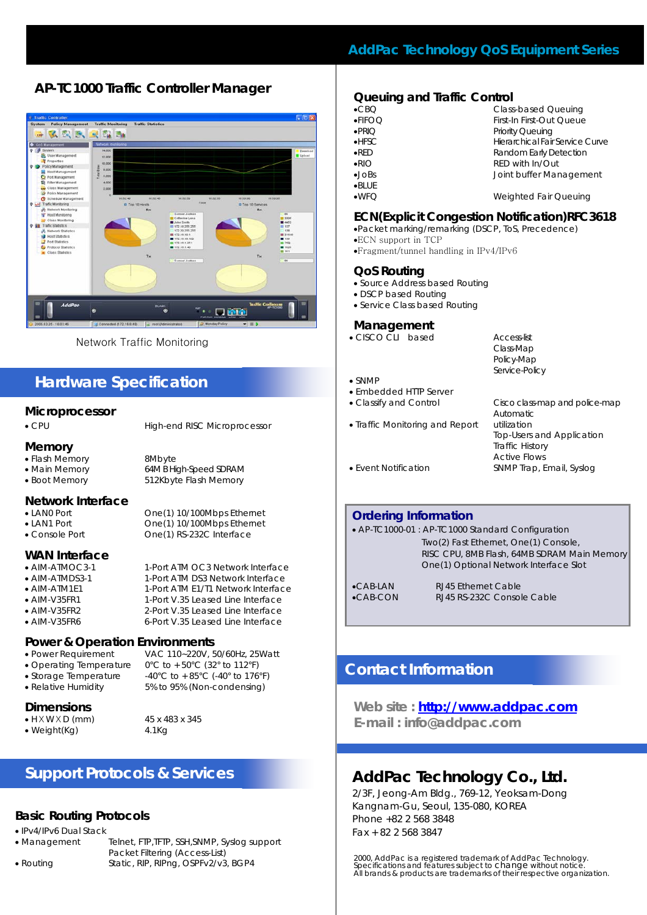# AddPac Technology QoS Equipment Series

## AP-TC1000 Traffic Controller Manager

Network Traffic Monitoring

## Hardware Specification

### Microprocessor

| | |
|---|---|
| • CPU | High-end RISC Microprocessor |

### Memory

| | |
|---|---|
| • Flash Memory | 8Mbyte |
| • Main Memory | 64M B High-Speed SDRAM |
| • Boot Memory | 512Kbyte Flash Memory |

### Network Interface

| | |
|---|---|
| • LAN0 Port | One(1) 10/100Mbps Ethernet |
| • LAN1 Port | One(1) 10/100Mbps Ethernet |
| • Console Port | One(1) RS-232C Interface |

### WAN Interface

| | |
|---|---|
| • AIM-ATMOC3-1 | 1-Port ATM OC3 Network Interface |
| • AIM-ATMDS3-1 | 1-Port ATM DS3 Network Interface |
| • AIM-ATM1E1 | 1-Port ATM E1/T1 Network Interface |
| • AIM-V35FR1 | 1-Port V.35 Leased Line Interface |
| • AIM-V35FR2 | 2-Port V.35 Leased Line Interface |
| • AIM-V35FR6 | 6-Port V.35 Leased Line Interface |

### Power & Operation Environments

| | |
|---|---|
| • Power Requirement | VAC 110~220V, 50/60Hz, 25Watt |
| • Operating Temperature | 0°C to +50°C (32° to 112°F) |
| • Storage Temperature | -40°C to +85°C (-40° to 176°F) |
| • Relative Humidity | 5% to 95% (Non-condensing) |

### Dimensions

| | |
|---|---|
| • H X W X D (mm) | 45 x 483 x 345 |
| • Weight(Kg) | 4.1Kg |

## Support Protocols & Services

### Basic Routing Protocols

- IPv4/IPv6 Dual Stack
- Management — Telnet, FTP,TFTP, SSH,SNMP, Syslog support; Packet Filtering (Access-List)
- Routing — Static, RIP, RIPng, OSPFv2/v3, BGP4

### Queuing and Traffic Control

| | |
|---|---|
| •CBQ | Class-based Queuing |
| •FIFOQ | First-In First-Out Queue |
| •PRIQ | Priority Queuing |
| •HFSC | Hierarchical Fair Service Curve |
| •RED | Random Early Detection |
| •RIO | RED with In/Out |
| •JoBs | Joint buffer Management |
| •BLUE | |
| •WFQ | Weighted Fair Queuing |

### ECN(Explicit Congestion Notification)RFC3618

- Packet marking/remarking (DSCP, ToS, Precedence)
- ECN support in TCP
- Fragment/tunnel handling in IPv4/IPv6

### QoS Routing

- Source Address based Routing
- DSCP based Routing
- Service Class based Routing

### Management

| | |
|---|---|
| • CISCO CLI based | Access-list<br>Class-Map<br>Policy-Map<br>Service-Policy |
| • SNMP | |
| • Embedded HTTP Server | |
| • Classify and Control | Cisco class-map and police-map<br>Automatic |
| • Traffic Monitoring and Report | utilization<br>Top-Users and Application<br>Traffic History<br>Active Flows |
| • Event Notification | SNMP Trap, Email, Syslog |

### Ordering Information

- AP-TC1000-01 : AP-TC1000 Standard Configuration
  Two(2) Fast Ethernet, One(1) Console,
  RISC CPU, 8MB Flash, 64MB SDRAM Main Memory
  One(1) Optional Network Interface Slot

| | |
|---|---|
| •CAB-LAN | RJ45 Ethernet Cable |
| •CAB-CON | RJ45 RS-232C Console Cable |

## Contact Information

Web site : http://www.addpac.com
E-mail : info@addpac.com

## AddPac Technology Co., Ltd.

2/3F, Jeong-Am Bldg., 769-12, Yeoksam-Dong
Kangnam-Gu, Seoul, 135-080, KOREA
Phone +82 2 568 3848
Fax +82 2 568 3847

2000, AddPac is a registered trademark of AddPac Technology.
Specifications and features subject to change without notice.
All brands & products are trademarks of their respective organization.